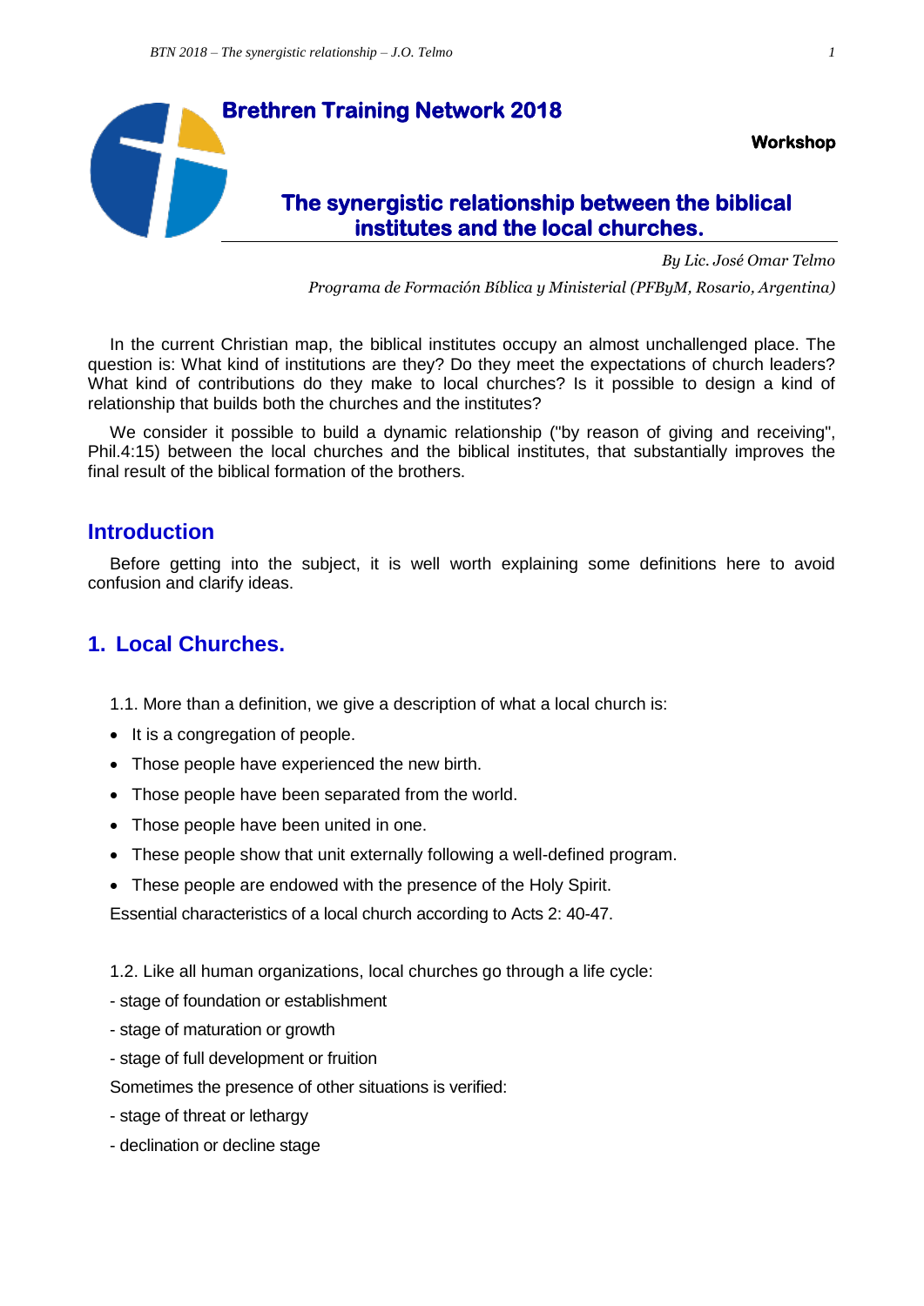**Brethren Training Network 2018**

**Workshop**

# The synergistic relationship between the biblical institutes and the local churches.

*By Lic. José Omar Telmo*

*Programa de Formación Bíblica y Ministerial (PFByM, Rosario, Argentina)*

In the current Christian map, the biblical institutes occupy an almost unchallenged place. The question is: What kind of institutions are they? Do they meet the expectations of church leaders? What kind of contributions do they make to local churches? Is it possible to design a kind of relationship that builds both the churches and the institutes?

We consider it possible to build a dynamic relationship ("by reason of giving and receiving", Phil.4:15) between the local churches and the biblical institutes, that substantially improves the final result of the biblical formation of the brothers.

## Introduction

Before getting into the subject, it is well worth explaining some definitions here to avoid confusion and clarify ideas.

## 1. Local Churches.

1.1. More than a definition, we give a description of what a local church is:

- It is a congregation of people.
- Those people have experienced the new birth.
- Those people have been separated from the world.
- Those people have been united in one.
- These people show that unit externally following a well-defined program.
- These people are endowed with the presence of the Holy Spirit.

Essential characteristics of a local church according to Acts 2: 40-47.

1.2. Like all human organizations, local churches go through a life cycle:

- stage of foundation or establishment
- stage of maturation or growth
- stage of full development or fruition

Sometimes the presence of other situations is verified:

- stage of threat or lethargy
- declination or decline stage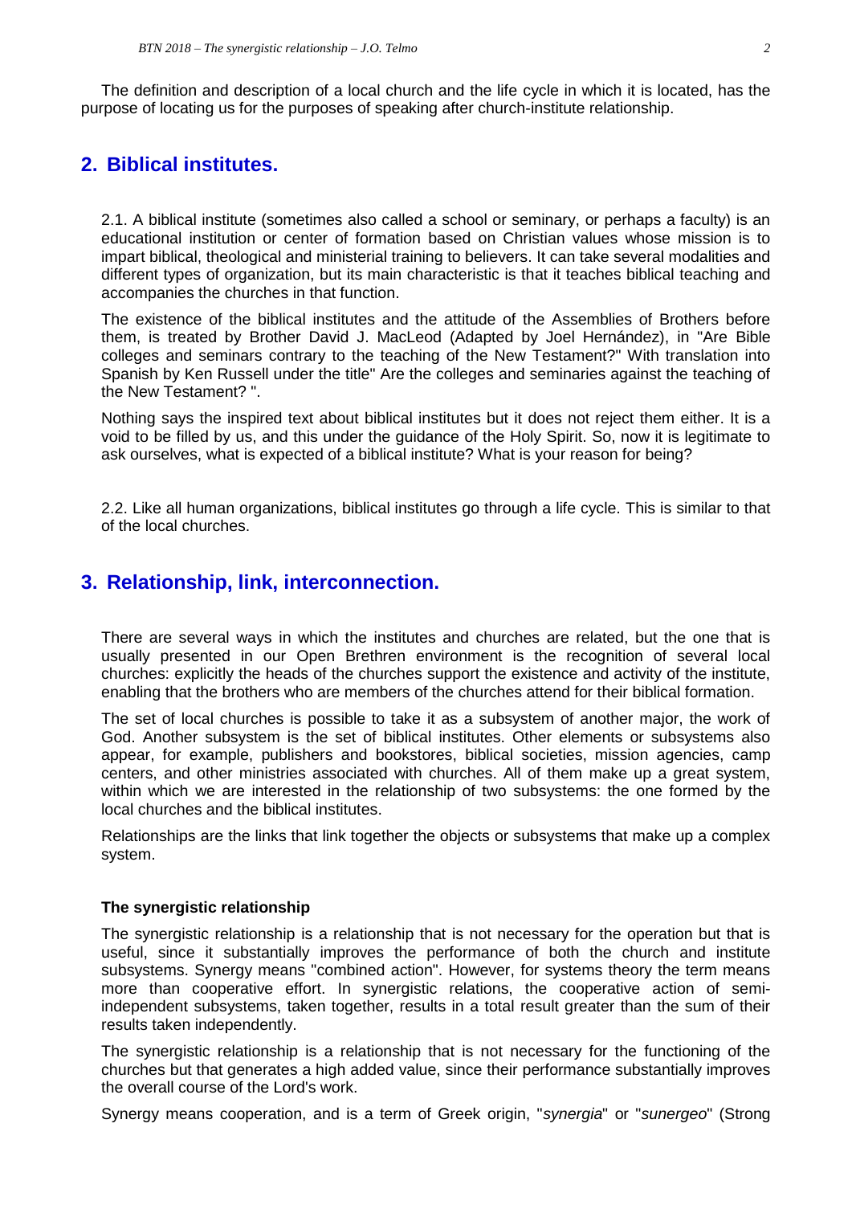The definition and description of a local church and the life cycle in which it is located, has the purpose of locating us for the purposes of speaking after church-institute relationship.

## 2. Biblical institutes.

2.1. A biblical institute (sometimes also called a school or seminary, or perhaps a faculty) is an educational institution or center of formation based on Christian values whose mission is to impart biblical, theological and ministerial training to believers. It can take several modalities and different types of organization, but its main characteristic is that it teaches biblical teaching and accompanies the churches in that function.

The existence of the biblical institutes and the attitude of the Assemblies of Brothers before them, is treated by Brother David J. MacLeod (Adapted by Joel Hernández), in "Are Bible colleges and seminars contrary to the teaching of the New Testament?" With translation into Spanish by Ken Russell under the title" Are the colleges and seminaries against the teaching of the New Testament? ".

Nothing says the inspired text about biblical institutes but it does not reject them either. It is a void to be filled by us, and this under the guidance of the Holy Spirit. So, now it is legitimate to ask ourselves, what is expected of a biblical institute? What is your reason for being?

2.2. Like all human organizations, biblical institutes go through a life cycle. This is similar to that of the local churches.

## 3. Relationship, link, interconnection.

There are several ways in which the institutes and churches are related, but the one that is usually presented in our Open Brethren environment is the recognition of several local churches: explicitly the heads of the churches support the existence and activity of the institute, enabling that the brothers who are members of the churches attend for their biblical formation.

The set of local churches is possible to take it as a subsystem of another major, the work of God. Another subsystem is the set of biblical institutes. Other elements or subsystems also appear, for example, publishers and bookstores, biblical societies, mission agencies, camp centers, and other ministries associated with churches. All of them make up a great system, within which we are interested in the relationship of two subsystems: the one formed by the local churches and the biblical institutes.

Relationships are the links that link together the objects or subsystems that make up a complex system.

#### The synergistic relationship

The synergistic relationship is a relationship that is not necessary for the operation but that is useful, since it substantially improves the performance of both the church and institute subsystems. Synergy means "combined action". However, for systems theory the term means more than cooperative effort. In synergistic relations, the cooperative action of semi-independent subsystems, taken together, results in a total result greater than the sum of their results taken independently.

The synergistic relationship is a relationship that is not necessary for the functioning of the churches but that generates a high added value, since their performance substantially improves the overall course of the Lord's work.

Synergy means cooperation, and is a term of Greek origin, "*synergia*" or "*sunergeo*" (Strong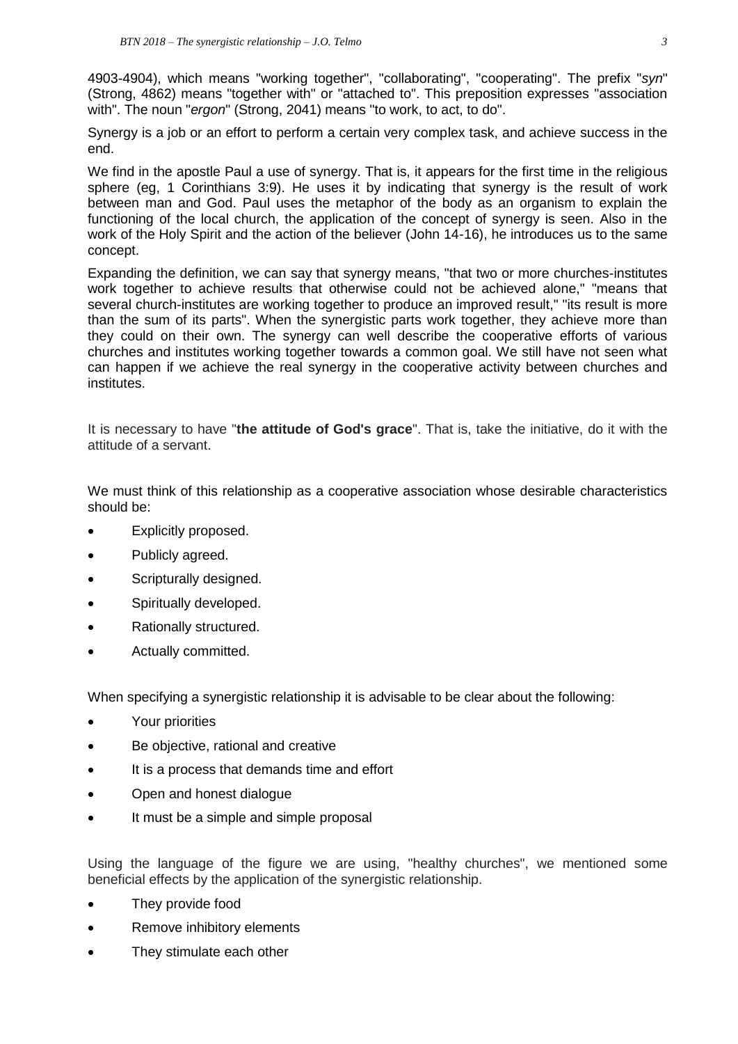4903-4904), which means "working together", "collaborating", "cooperating". The prefix "*syn*" (Strong, 4862) means "together with" or "attached to". This preposition expresses "association with". The noun "*ergon*" (Strong, 2041) means "to work, to act, to do".

Synergy is a job or an effort to perform a certain very complex task, and achieve success in the end.

We find in the apostle Paul a use of synergy. That is, it appears for the first time in the religious sphere (eg, 1 Corinthians 3:9). He uses it by indicating that synergy is the result of work between man and God. Paul uses the metaphor of the body as an organism to explain the functioning of the local church, the application of the concept of synergy is seen. Also in the work of the Holy Spirit and the action of the believer (John 14-16), he introduces us to the same concept.

Expanding the definition, we can say that synergy means, "that two or more churches-institutes work together to achieve results that otherwise could not be achieved alone," "means that several church-institutes are working together to produce an improved result," "its result is more than the sum of its parts". When the synergistic parts work together, they achieve more than they could on their own. The synergy can well describe the cooperative efforts of various churches and institutes working together towards a common goal. We still have not seen what can happen if we achieve the real synergy in the cooperative activity between churches and institutes.

It is necessary to have "**the attitude of God's grace**". That is, take the initiative, do it with the attitude of a servant.

We must think of this relationship as a cooperative association whose desirable characteristics should be:

- Explicitly proposed.
- Publicly agreed.
- Scripturally designed.
- Spiritually developed.
- Rationally structured.
- Actually committed.

When specifying a synergistic relationship it is advisable to be clear about the following:

- Your priorities
- Be objective, rational and creative
- It is a process that demands time and effort
- Open and honest dialogue
- It must be a simple and simple proposal

Using the language of the figure we are using, "healthy churches", we mentioned some beneficial effects by the application of the synergistic relationship.

- They provide food
- Remove inhibitory elements
- They stimulate each other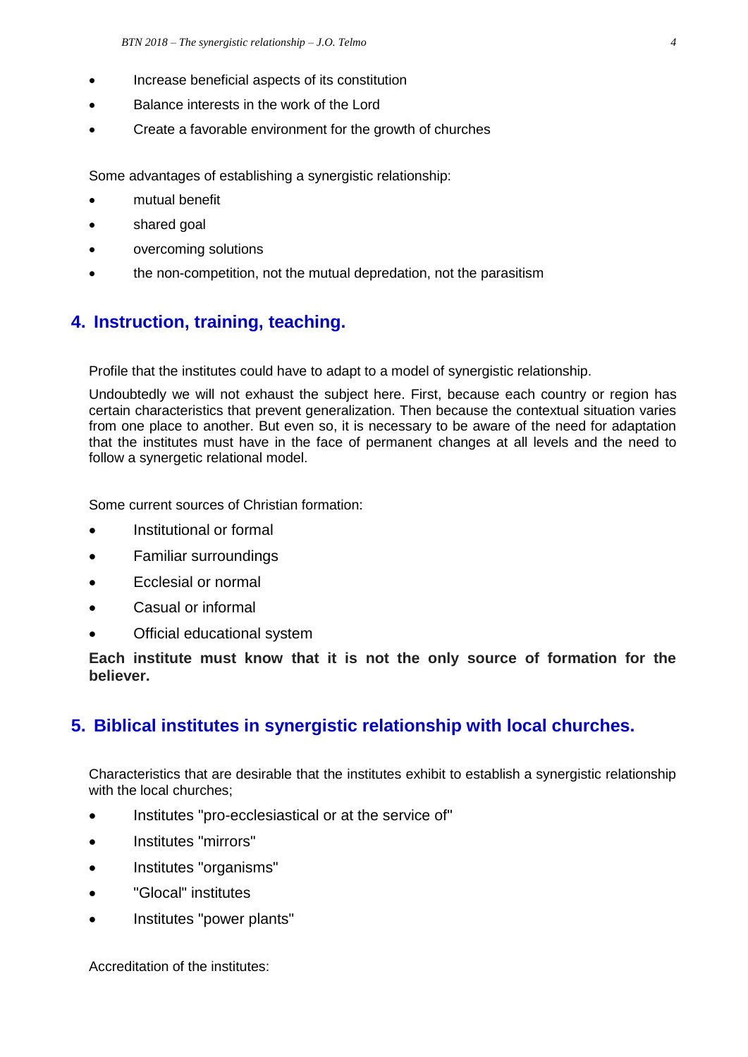- Increase beneficial aspects of its constitution
- Balance interests in the work of the Lord
- Create a favorable environment for the growth of churches

Some advantages of establishing a synergistic relationship:

- mutual benefit
- shared goal
- overcoming solutions
- the non-competition, not the mutual depredation, not the parasitism

## 4. Instruction, training, teaching.

Profile that the institutes could have to adapt to a model of synergistic relationship.

Undoubtedly we will not exhaust the subject here. First, because each country or region has certain characteristics that prevent generalization. Then because the contextual situation varies from one place to another. But even so, it is necessary to be aware of the need for adaptation that the institutes must have in the face of permanent changes at all levels and the need to follow a synergetic relational model.

Some current sources of Christian formation:

- Institutional or formal
- Familiar surroundings
- Ecclesial or normal
- Casual or informal
- Official educational system

**Each institute must know that it is not the only source of formation for the believer.**

## 5. Biblical institutes in synergistic relationship with local churches.

Characteristics that are desirable that the institutes exhibit to establish a synergistic relationship with the local churches;

- Institutes "pro-ecclesiastical or at the service of"
- Institutes "mirrors"
- Institutes "organisms"
- "Glocal" institutes
- Institutes "power plants"

Accreditation of the institutes: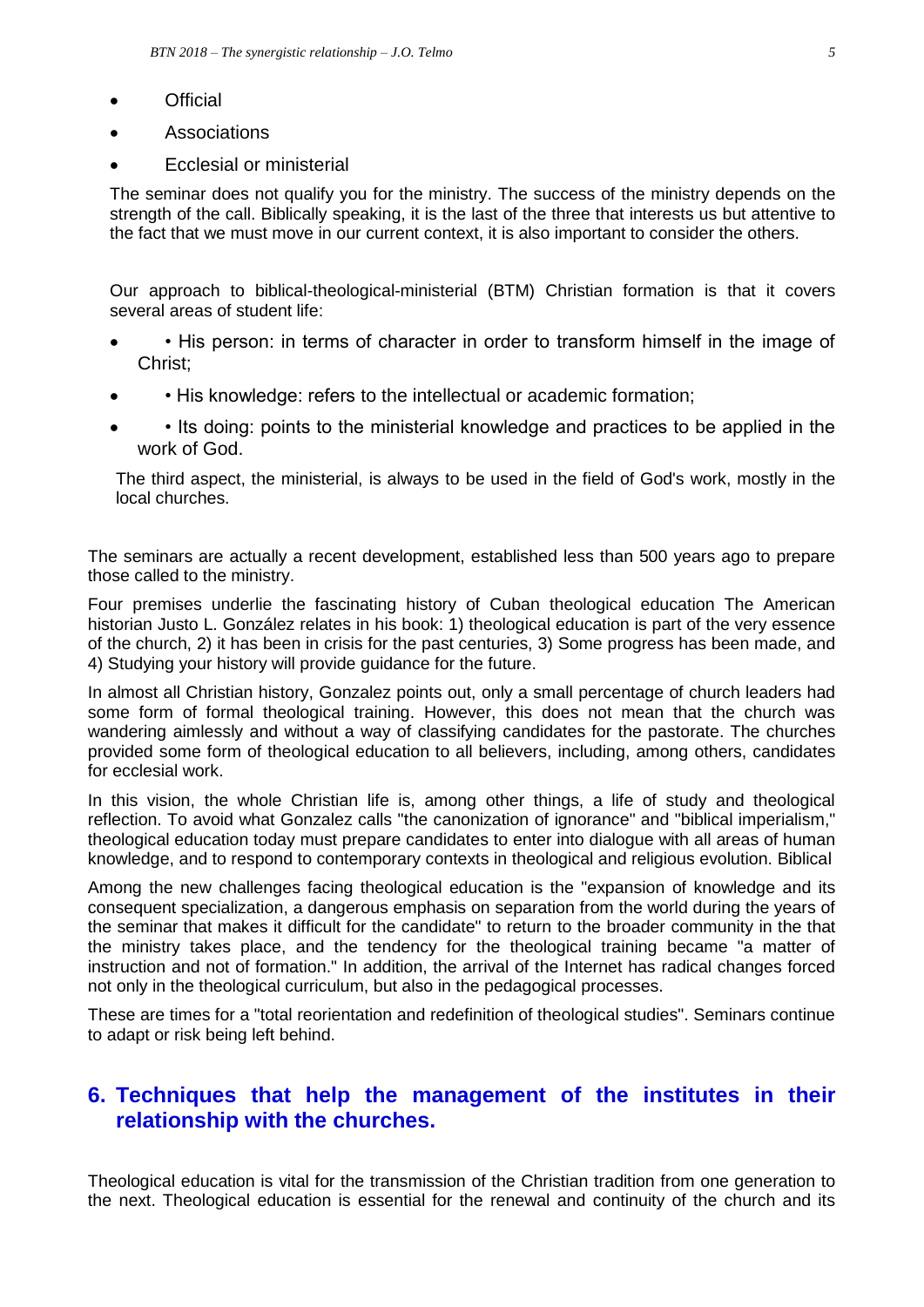- Official
- Associations
- Ecclesial or ministerial

The seminar does not qualify you for the ministry. The success of the ministry depends on the strength of the call. Biblically speaking, it is the last of the three that interests us but attentive to the fact that we must move in our current context, it is also important to consider the others.

Our approach to biblical-theological-ministerial (BTM) Christian formation is that it covers several areas of student life:

- • His person: in terms of character in order to transform himself in the image of Christ;
- • His knowledge: refers to the intellectual or academic formation;
- • Its doing: points to the ministerial knowledge and practices to be applied in the work of God.

The third aspect, the ministerial, is always to be used in the field of God's work, mostly in the local churches.

The seminars are actually a recent development, established less than 500 years ago to prepare those called to the ministry.

Four premises underlie the fascinating history of Cuban theological education The American historian Justo L. González relates in his book: 1) theological education is part of the very essence of the church, 2) it has been in crisis for the past centuries, 3) Some progress has been made, and 4) Studying your history will provide guidance for the future.

In almost all Christian history, Gonzalez points out, only a small percentage of church leaders had some form of formal theological training. However, this does not mean that the church was wandering aimlessly and without a way of classifying candidates for the pastorate. The churches provided some form of theological education to all believers, including, among others, candidates for ecclesial work.

In this vision, the whole Christian life is, among other things, a life of study and theological reflection. To avoid what Gonzalez calls "the canonization of ignorance" and "biblical imperialism," theological education today must prepare candidates to enter into dialogue with all areas of human knowledge, and to respond to contemporary contexts in theological and religious evolution. Biblical

Among the new challenges facing theological education is the "expansion of knowledge and its consequent specialization, a dangerous emphasis on separation from the world during the years of the seminar that makes it difficult for the candidate" to return to the broader community in the that the ministry takes place, and the tendency for the theological training became "a matter of instruction and not of formation." In addition, the arrival of the Internet has radical changes forced not only in the theological curriculum, but also in the pedagogical processes.

These are times for a "total reorientation and redefinition of theological studies". Seminars continue to adapt or risk being left behind.

## 6. Techniques that help the management of the institutes in their relationship with the churches.

Theological education is vital for the transmission of the Christian tradition from one generation to the next. Theological education is essential for the renewal and continuity of the church and its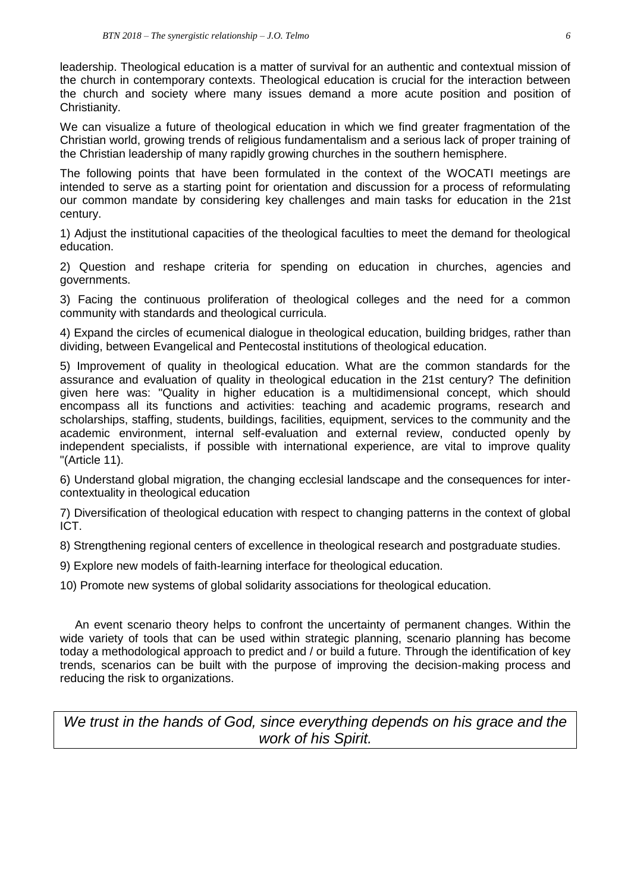leadership. Theological education is a matter of survival for an authentic and contextual mission of the church in contemporary contexts. Theological education is crucial for the interaction between the church and society where many issues demand a more acute position and position of Christianity.

We can visualize a future of theological education in which we find greater fragmentation of the Christian world, growing trends of religious fundamentalism and a serious lack of proper training of the Christian leadership of many rapidly growing churches in the southern hemisphere.

The following points that have been formulated in the context of the WOCATI meetings are intended to serve as a starting point for orientation and discussion for a process of reformulating our common mandate by considering key challenges and main tasks for education in the 21st century.

1) Adjust the institutional capacities of the theological faculties to meet the demand for theological education.

2) Question and reshape criteria for spending on education in churches, agencies and governments.

3) Facing the continuous proliferation of theological colleges and the need for a common community with standards and theological curricula.

4) Expand the circles of ecumenical dialogue in theological education, building bridges, rather than dividing, between Evangelical and Pentecostal institutions of theological education.

5) Improvement of quality in theological education. What are the common standards for the assurance and evaluation of quality in theological education in the 21st century? The definition given here was: "Quality in higher education is a multidimensional concept, which should encompass all its functions and activities: teaching and academic programs, research and scholarships, staffing, students, buildings, facilities, equipment, services to the community and the academic environment, internal self-evaluation and external review, conducted openly by independent specialists, if possible with international experience, are vital to improve quality "(Article 11).

6) Understand global migration, the changing ecclesial landscape and the consequences for inter-contextuality in theological education

7) Diversification of theological education with respect to changing patterns in the context of global ICT.

8) Strengthening regional centers of excellence in theological research and postgraduate studies.

9) Explore new models of faith-learning interface for theological education.

10) Promote new systems of global solidarity associations for theological education.

An event scenario theory helps to confront the uncertainty of permanent changes. Within the wide variety of tools that can be used within strategic planning, scenario planning has become today a methodological approach to predict and / or build a future. Through the identification of key trends, scenarios can be built with the purpose of improving the decision-making process and reducing the risk to organizations.

*We trust in the hands of God, since everything depends on his grace and the work of his Spirit.*